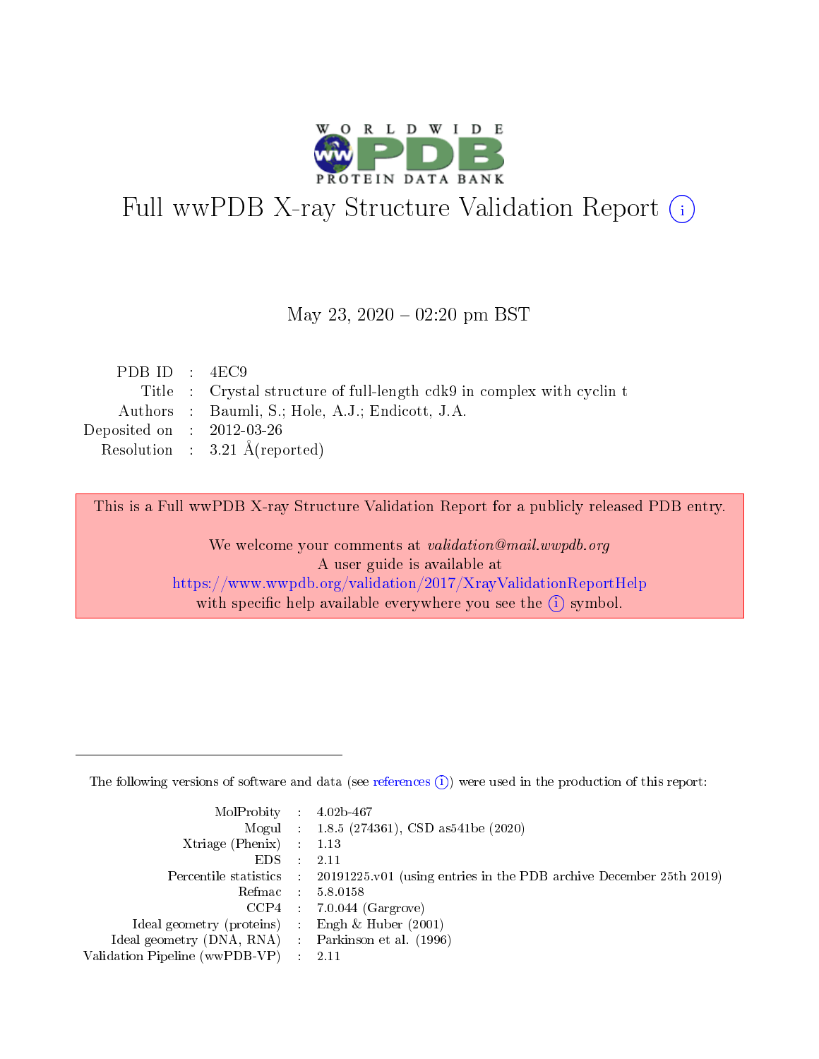# Full wwPDB X-ray Structure Validation Report (i)

May 23, 2020 – 02:20 pm BST

| | | |
|---|---|---|
| PDB ID | : | 4EC9 |
| Title | : | Crystal structure of full-length cdk9 in complex with cyclin t |
| Authors | : | Baumli, S.; Hole, A.J.; Endicott, J.A. |
| Deposited on | : | 2012-03-26 |
| Resolution | : | 3.21 Å(reported) |

This is a Full wwPDB X-ray Structure Validation Report for a publicly released PDB entry.

We welcome your comments at *validation@mail.wwpdb.org*
A user guide is available at
https://www.wwpdb.org/validation/2017/XrayValidationReportHelp
with specific help available everywhere you see the (i) symbol.

---

The following versions of software and data (see references (i)) were used in the production of this report:

| | | |
|---|---|---|
| MolProbity | : | 4.02b-467 |
| Mogul | : | 1.8.5 (274361), CSD as541be (2020) |
| Xtriage (Phenix) | : | 1.13 |
| EDS | : | 2.11 |
| Percentile statistics | : | 20191225.v01 (using entries in the PDB archive December 25th 2019) |
| Refmac | : | 5.8.0158 |
| CCP4 | : | 7.0.044 (Gargrove) |
| Ideal geometry (proteins) | : | Engh & Huber (2001) |
| Ideal geometry (DNA, RNA) | : | Parkinson et al. (1996) |
| Validation Pipeline (wwPDB-VP) | : | 2.11 |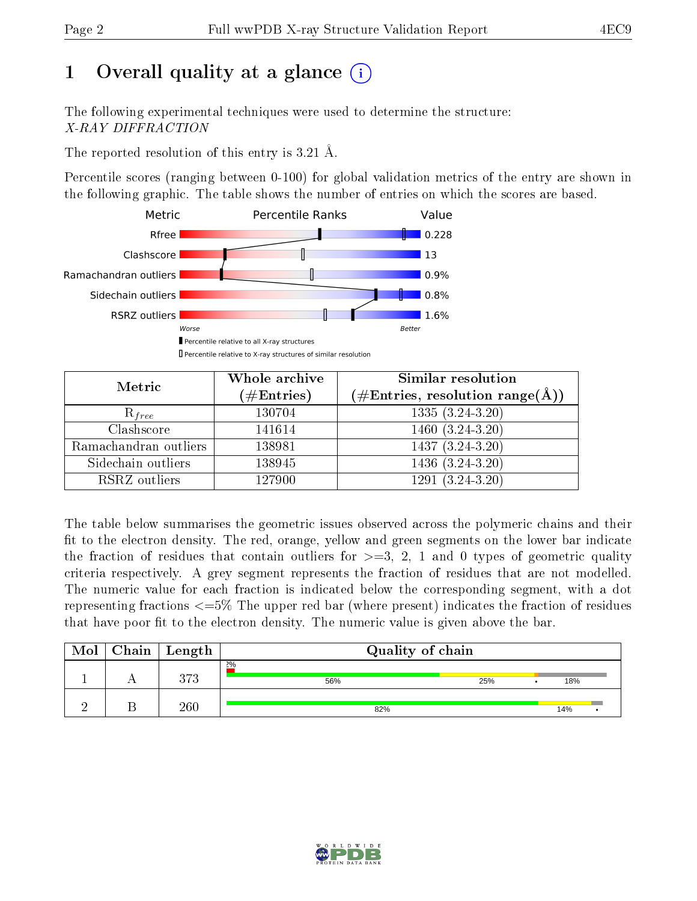# 1 Overall quality at a glance (i)

The following experimental techniques were used to determine the structure:
*X-RAY DIFFRACTION*

The reported resolution of this entry is 3.21 Å.

Percentile scores (ranging between 0-100) for global validation metrics of the entry are shown in the following graphic. The table shows the number of entries on which the scores are based.

| Metric | Value |
|---|---|
| Rfree | 0.228 |
| Clashscore | 13 |
| Ramachandran outliers | 0.9% |
| Sidechain outliers | 0.8% |
| RSRZ outliers | 1.6% |

Worse — Better

Percentile relative to all X-ray structures

Percentile relative to X-ray structures of similar resolution

| Metric | Whole archive (#Entries) | Similar resolution (#Entries, resolution range(Å)) |
|---|---|---|
| $R_{free}$ | 130704 | 1335 (3.24-3.20) |
| Clashscore | 141614 | 1460 (3.24-3.20) |
| Ramachandran outliers | 138981 | 1437 (3.24-3.20) |
| Sidechain outliers | 138945 | 1436 (3.24-3.20) |
| RSRZ outliers | 127900 | 1291 (3.24-3.20) |

The table below summarises the geometric issues observed across the polymeric chains and their fit to the electron density. The red, orange, yellow and green segments on the lower bar indicate the fraction of residues that contain outliers for >=3, 2, 1 and 0 types of geometric quality criteria respectively. A grey segment represents the fraction of residues that are not modelled. The numeric value for each fraction is indicated below the corresponding segment, with a dot representing fractions <=5% The upper red bar (where present) indicates the fraction of residues that have poor fit to the electron density. The numeric value is given above the bar.

| Mol | Chain | Length | Quality of chain |
|---|---|---|---|
| 1 | A | 373 | 2%; 56%, 25%, •, 18% |
| 2 | B | 260 | 82%, 14%, • |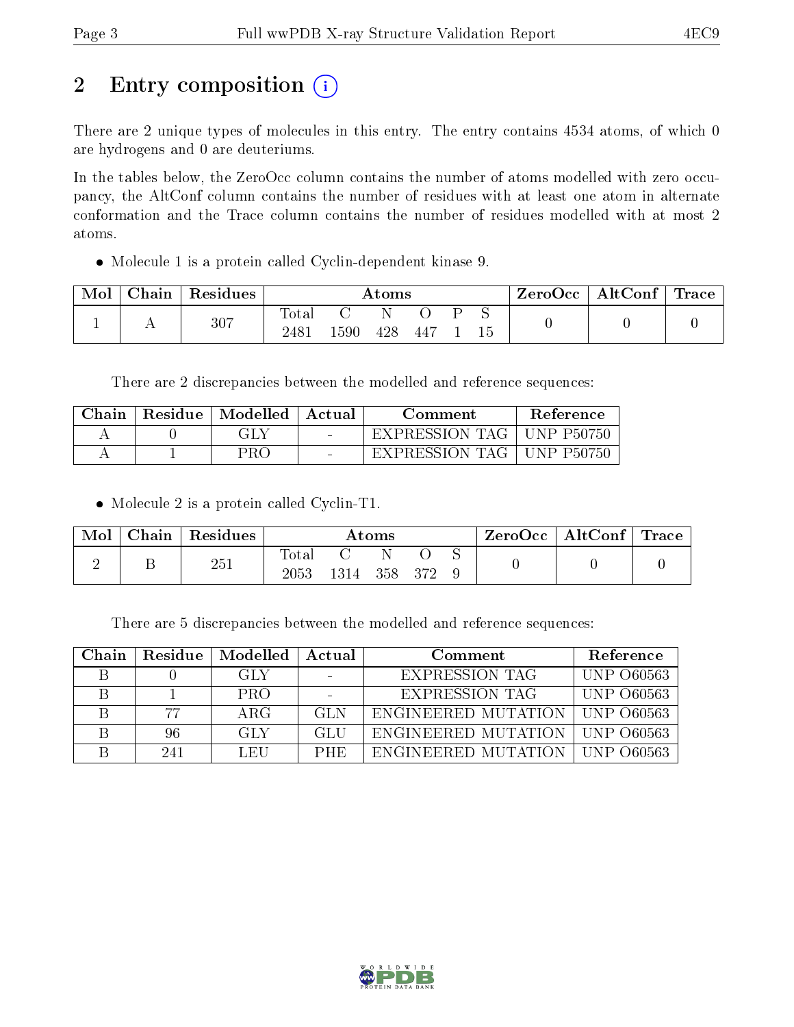# 2 Entry composition

There are 2 unique types of molecules in this entry. The entry contains 4534 atoms, of which 0 are hydrogens and 0 are deuteriums.

In the tables below, the ZeroOcc column contains the number of atoms modelled with zero occupancy, the AltConf column contains the number of residues with at least one atom in alternate conformation and the Trace column contains the number of residues modelled with at most 2 atoms.

- Molecule 1 is a protein called Cyclin-dependent kinase 9.

| Mol | Chain | Residues | Atoms | | | | | | ZeroOcc | AltConf | Trace |
|---|---|---|---|---|---|---|---|---|---|---|---|
| | | | Total | C | N | O | P | S | | | |
| 1 | A | 307 | 2481 | 1590 | 428 | 447 | 1 | 15 | 0 | 0 | 0 |

There are 2 discrepancies between the modelled and reference sequences:

| Chain | Residue | Modelled | Actual | Comment | Reference |
|---|---|---|---|---|---|
| A | 0 | GLY | - | EXPRESSION TAG | UNP P50750 |
| A | 1 | PRO | - | EXPRESSION TAG | UNP P50750 |

- Molecule 2 is a protein called Cyclin-T1.

| Mol | Chain | Residues | Atoms | | | | | ZeroOcc | AltConf | Trace |
|---|---|---|---|---|---|---|---|---|---|---|
| | | | Total | C | N | O | S | | | |
| 2 | B | 251 | 2053 | 1314 | 358 | 372 | 9 | 0 | 0 | 0 |

There are 5 discrepancies between the modelled and reference sequences:

| Chain | Residue | Modelled | Actual | Comment | Reference |
|---|---|---|---|---|---|
| B | 0 | GLY | - | EXPRESSION TAG | UNP O60563 |
| B | 1 | PRO | - | EXPRESSION TAG | UNP O60563 |
| B | 77 | ARG | GLN | ENGINEERED MUTATION | UNP O60563 |
| B | 96 | GLY | GLU | ENGINEERED MUTATION | UNP O60563 |
| B | 241 | LEU | PHE | ENGINEERED MUTATION | UNP O60563 |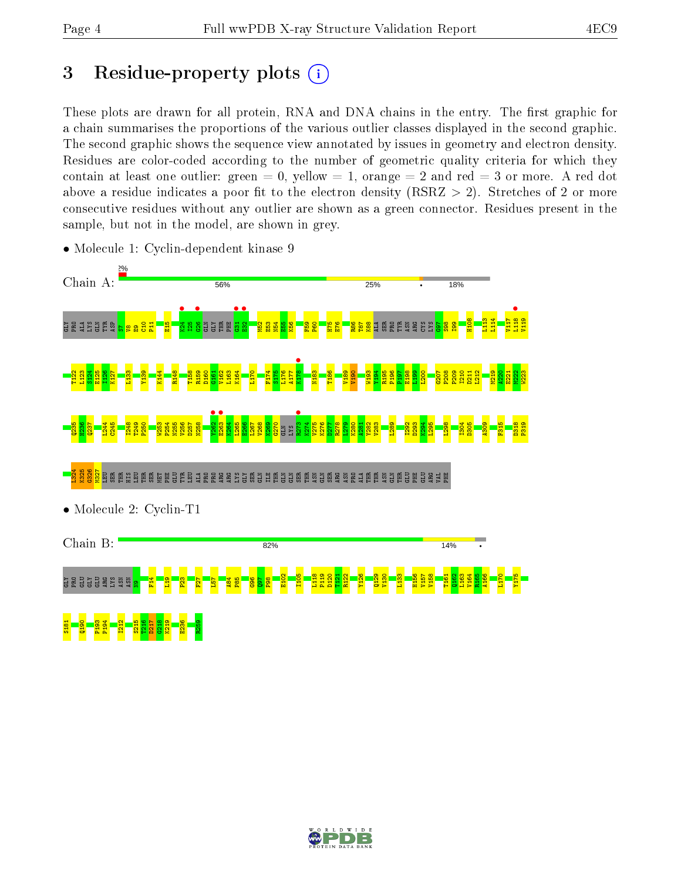# 3 Residue-property plots

These plots are drawn for all protein, RNA and DNA chains in the entry. The first graphic for a chain summarises the proportions of the various outlier classes displayed in the second graphic. The second graphic shows the sequence view annotated by issues in geometry and electron density. Residues are color-coded according to the number of geometric quality criteria for which they contain at least one outlier: green = 0, yellow = 1, orange = 2 and red = 3 or more. A red dot above a residue indicates a poor fit to the electron density (RSRZ > 2). Stretches of 2 or more consecutive residues without any outlier are shown as a green connector. Residues present in the sample, but not in the model, are shown in grey.

- Molecule 1: Cyclin-dependent kinase 9

Chain A: 2% | 56% | 25% | • | 18%

- Molecule 2: Cyclin-T1

Chain B: 82% | 14% | •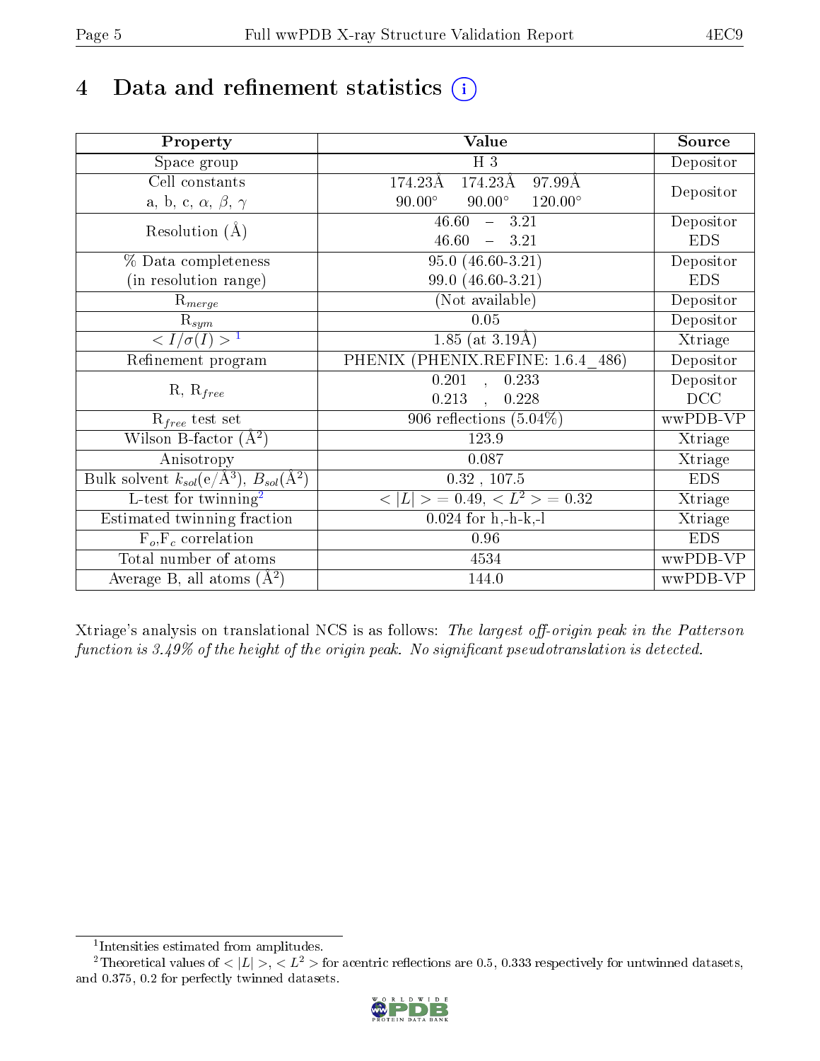# 4 Data and refinement statistics (i)

| Property | Value | Source |
|---|---|---|
| Space group | H 3 | Depositor |
| Cell constants<br>a, b, c, $\alpha$, $\beta$, $\gamma$ | 174.23Å 174.23Å 97.99Å<br>90.00° 90.00° 120.00° | Depositor |
| Resolution (Å) | 46.60 – 3.21<br>46.60 – 3.21 | Depositor<br>EDS |
| % Data completeness<br>(in resolution range) | 95.0 (46.60-3.21)<br>99.0 (46.60-3.21) | Depositor<br>EDS |
| $R_{merge}$ | (Not available) | Depositor |
| $R_{sym}$ | 0.05 | Depositor |
| $< I/\sigma(I) >$ [1] | 1.85 (at 3.19Å) | Xtriage |
| Refinement program | PHENIX (PHENIX.REFINE: 1.6.4_486) | Depositor |
| R, $R_{free}$ | 0.201 , 0.233<br>0.213 , 0.228 | Depositor<br>DCC |
| $R_{free}$ test set | 906 reflections (5.04%) | wwPDB-VP |
| Wilson B-factor (Å$^2$) | 123.9 | Xtriage |
| Anisotropy | 0.087 | Xtriage |
| Bulk solvent $k_{sol}$(e/Å$^3$), $B_{sol}$(Å$^2$) | 0.32 , 107.5 | EDS |
| L-test for twinning[2] | $< \|L\| >$ = 0.49, $< L^2 >$ = 0.32 | Xtriage |
| Estimated twinning fraction | 0.024 for h,-h-k,-l | Xtriage |
| $F_o$,$F_c$ correlation | 0.96 | EDS |
| Total number of atoms | 4534 | wwPDB-VP |
| Average B, all atoms (Å$^2$) | 144.0 | wwPDB-VP |

Xtriage's analysis on translational NCS is as follows: *The largest off-origin peak in the Patterson function is 3.49% of the height of the origin peak. No significant pseudotranslation is detected.*

[1] Intensities estimated from amplitudes.

[2] Theoretical values of $< |L| >$, $< L^2 >$ for acentric reflections are 0.5, 0.333 respectively for untwinned datasets, and 0.375, 0.2 for perfectly twinned datasets.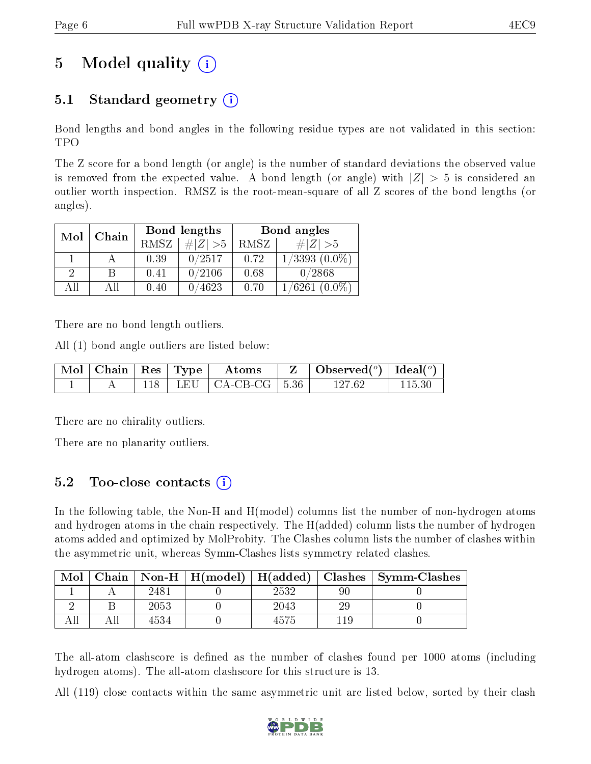# 5 Model quality

## 5.1 Standard geometry

Bond lengths and bond angles in the following residue types are not validated in this section: TPO

The Z score for a bond length (or angle) is the number of standard deviations the observed value is removed from the expected value. A bond length (or angle) with $|Z| > 5$ is considered an outlier worth inspection. RMSZ is the root-mean-square of all Z scores of the bond lengths (or angles).

| Mol | Chain | Bond lengths | | Bond angles | |
|---|---|---|---|---|---|
| | | RMSZ | #$\|Z\|$ >5 | RMSZ | #$\|Z\|$ >5 |
| 1 | A | 0.39 | 0/2517 | 0.72 | 1/3393 (0.0%) |
| 2 | B | 0.41 | 0/2106 | 0.68 | 0/2868 |
| All | All | 0.40 | 0/4623 | 0.70 | 1/6261 (0.0%) |

There are no bond length outliers.

All (1) bond angle outliers are listed below:

| Mol | Chain | Res | Type | Atoms | Z | Observed($^o$) | Ideal($^o$) |
|---|---|---|---|---|---|---|---|
| 1 | A | 118 | LEU | CA-CB-CG | 5.36 | 127.62 | 115.30 |

There are no chirality outliers.

There are no planarity outliers.

## 5.2 Too-close contacts

In the following table, the Non-H and H(model) columns list the number of non-hydrogen atoms and hydrogen atoms in the chain respectively. The H(added) column lists the number of hydrogen atoms added and optimized by MolProbity. The Clashes column lists the number of clashes within the asymmetric unit, whereas Symm-Clashes lists symmetry related clashes.

| Mol | Chain | Non-H | H(model) | H(added) | Clashes | Symm-Clashes |
|---|---|---|---|---|---|---|
| 1 | A | 2481 | 0 | 2532 | 90 | 0 |
| 2 | B | 2053 | 0 | 2043 | 29 | 0 |
| All | All | 4534 | 0 | 4575 | 119 | 0 |

The all-atom clashscore is defined as the number of clashes found per 1000 atoms (including hydrogen atoms). The all-atom clashscore for this structure is 13.

All (119) close contacts within the same asymmetric unit are listed below, sorted by their clash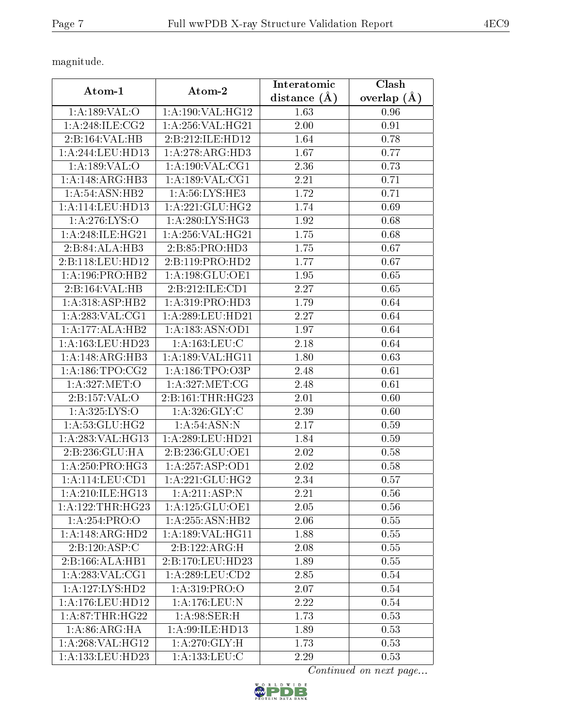magnitude.

| Atom-1 | Atom-2 | Interatomic distance (Å) | Clash overlap (Å) |
|---|---|---|---|
| 1:A:189:VAL:O | 1:A:190:VAL:HG12 | 1.63 | 0.96 |
| 1:A:248:ILE:CG2 | 1:A:256:VAL:HG21 | 2.00 | 0.91 |
| 2:B:164:VAL:HB | 2:B:212:ILE:HD12 | 1.64 | 0.78 |
| 1:A:244:LEU:HD13 | 1:A:278:ARG:HD3 | 1.67 | 0.77 |
| 1:A:189:VAL:O | 1:A:190:VAL:CG1 | 2.36 | 0.73 |
| 1:A:148:ARG:HB3 | 1:A:189:VAL:CG1 | 2.21 | 0.71 |
| 1:A:54:ASN:HB2 | 1:A:56:LYS:HE3 | 1.72 | 0.71 |
| 1:A:114:LEU:HD13 | 1:A:221:GLU:HG2 | 1.74 | 0.69 |
| 1:A:276:LYS:O | 1:A:280:LYS:HG3 | 1.92 | 0.68 |
| 1:A:248:ILE:HG21 | 1:A:256:VAL:HG21 | 1.75 | 0.68 |
| 2:B:84:ALA:HB3 | 2:B:85:PRO:HD3 | 1.75 | 0.67 |
| 2:B:118:LEU:HD12 | 2:B:119:PRO:HD2 | 1.77 | 0.67 |
| 1:A:196:PRO:HB2 | 1:A:198:GLU:OE1 | 1.95 | 0.65 |
| 2:B:164:VAL:HB | 2:B:212:ILE:CD1 | 2.27 | 0.65 |
| 1:A:318:ASP:HB2 | 1:A:319:PRO:HD3 | 1.79 | 0.64 |
| 1:A:283:VAL:CG1 | 1:A:289:LEU:HD21 | 2.27 | 0.64 |
| 1:A:177:ALA:HB2 | 1:A:183:ASN:OD1 | 1.97 | 0.64 |
| 1:A:163:LEU:HD23 | 1:A:163:LEU:C | 2.18 | 0.64 |
| 1:A:148:ARG:HB3 | 1:A:189:VAL:HG11 | 1.80 | 0.63 |
| 1:A:186:TPO:CG2 | 1:A:186:TPO:O3P | 2.48 | 0.61 |
| 1:A:327:MET:O | 1:A:327:MET:CG | 2.48 | 0.61 |
| 2:B:157:VAL:O | 2:B:161:THR:HG23 | 2.01 | 0.60 |
| 1:A:325:LYS:O | 1:A:326:GLY:C | 2.39 | 0.60 |
| 1:A:53:GLU:HG2 | 1:A:54:ASN:N | 2.17 | 0.59 |
| 1:A:283:VAL:HG13 | 1:A:289:LEU:HD21 | 1.84 | 0.59 |
| 2:B:236:GLU:HA | 2:B:236:GLU:OE1 | 2.02 | 0.58 |
| 1:A:250:PRO:HG3 | 1:A:257:ASP:OD1 | 2.02 | 0.58 |
| 1:A:114:LEU:CD1 | 1:A:221:GLU:HG2 | 2.34 | 0.57 |
| 1:A:210:ILE:HG13 | 1:A:211:ASP:N | 2.21 | 0.56 |
| 1:A:122:THR:HG23 | 1:A:125:GLU:OE1 | 2.05 | 0.56 |
| 1:A:254:PRO:O | 1:A:255:ASN:HB2 | 2.06 | 0.55 |
| 1:A:148:ARG:HD2 | 1:A:189:VAL:HG11 | 1.88 | 0.55 |
| 2:B:120:ASP:C | 2:B:122:ARG:H | 2.08 | 0.55 |
| 2:B:166:ALA:HB1 | 2:B:170:LEU:HD23 | 1.89 | 0.55 |
| 1:A:283:VAL:CG1 | 1:A:289:LEU:CD2 | 2.85 | 0.54 |
| 1:A:127:LYS:HD2 | 1:A:319:PRO:O | 2.07 | 0.54 |
| 1:A:176:LEU:HD12 | 1:A:176:LEU:N | 2.22 | 0.54 |
| 1:A:87:THR:HG22 | 1:A:98:SER:H | 1.73 | 0.53 |
| 1:A:86:ARG:HA | 1:A:99:ILE:HD13 | 1.89 | 0.53 |
| 1:A:268:VAL:HG12 | 1:A:270:GLY:H | 1.73 | 0.53 |
| 1:A:133:LEU:HD23 | 1:A:133:LEU:C | 2.29 | 0.53 |

*Continued on next page...*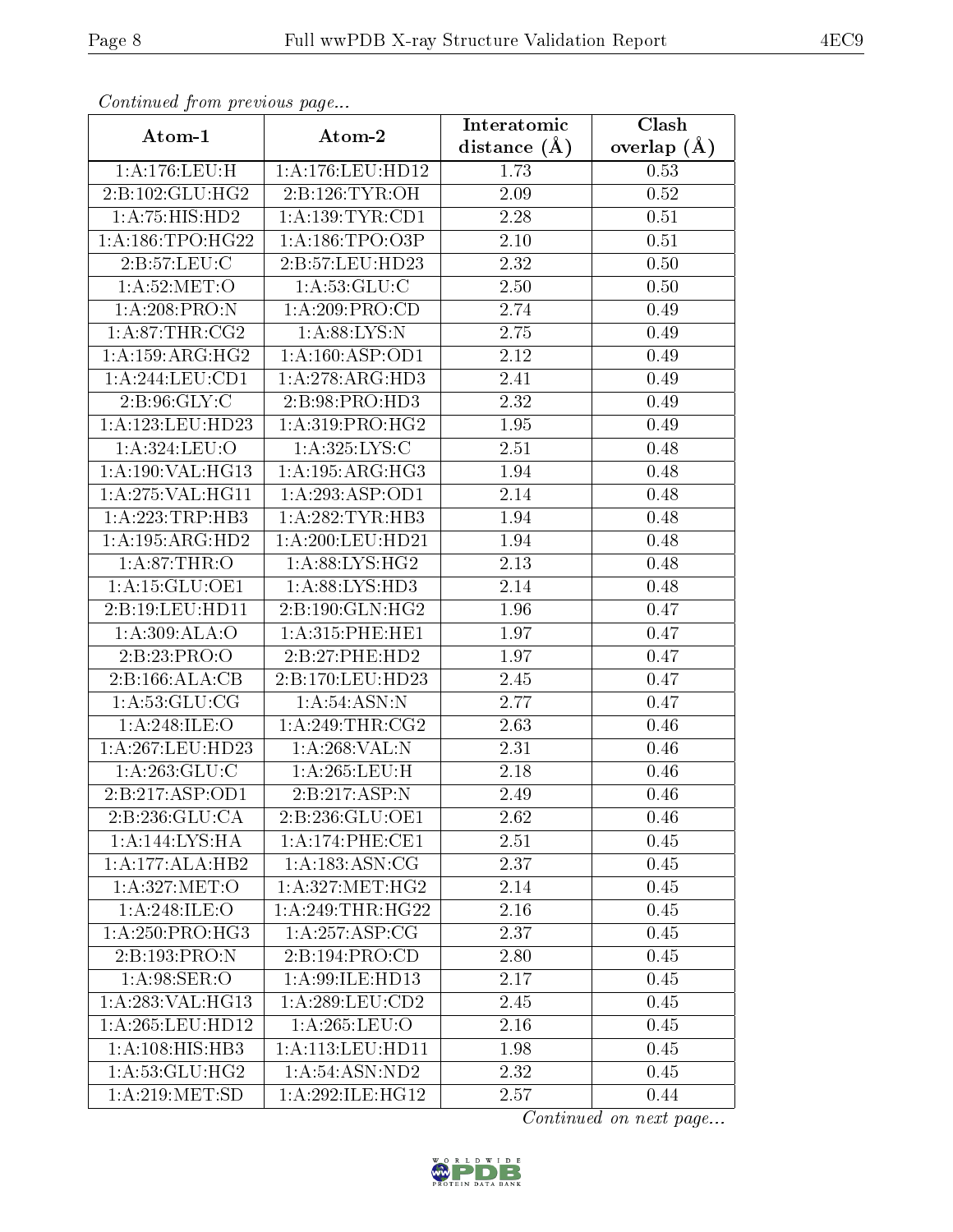*Continued from previous page...*

| Atom-1 | Atom-2 | Interatomic distance (Å) | Clash overlap (Å) |
| --- | --- | --- | --- |
| 1:A:176:LEU:H | 1:A:176:LEU:HD12 | 1.73 | 0.53 |
| 2:B:102:GLU:HG2 | 2:B:126:TYR:OH | 2.09 | 0.52 |
| 1:A:75:HIS:HD2 | 1:A:139:TYR:CD1 | 2.28 | 0.51 |
| 1:A:186:TPO:HG22 | 1:A:186:TPO:O3P | 2.10 | 0.51 |
| 2:B:57:LEU:C | 2:B:57:LEU:HD23 | 2.32 | 0.50 |
| 1:A:52:MET:O | 1:A:53:GLU:C | 2.50 | 0.50 |
| 1:A:208:PRO:N | 1:A:209:PRO:CD | 2.74 | 0.49 |
| 1:A:87:THR:CG2 | 1:A:88:LYS:N | 2.75 | 0.49 |
| 1:A:159:ARG:HG2 | 1:A:160:ASP:OD1 | 2.12 | 0.49 |
| 1:A:244:LEU:CD1 | 1:A:278:ARG:HD3 | 2.41 | 0.49 |
| 2:B:96:GLY:C | 2:B:98:PRO:HD3 | 2.32 | 0.49 |
| 1:A:123:LEU:HD23 | 1:A:319:PRO:HG2 | 1.95 | 0.49 |
| 1:A:324:LEU:O | 1:A:325:LYS:C | 2.51 | 0.48 |
| 1:A:190:VAL:HG13 | 1:A:195:ARG:HG3 | 1.94 | 0.48 |
| 1:A:275:VAL:HG11 | 1:A:293:ASP:OD1 | 2.14 | 0.48 |
| 1:A:223:TRP:HB3 | 1:A:282:TYR:HB3 | 1.94 | 0.48 |
| 1:A:195:ARG:HD2 | 1:A:200:LEU:HD21 | 1.94 | 0.48 |
| 1:A:87:THR:O | 1:A:88:LYS:HG2 | 2.13 | 0.48 |
| 1:A:15:GLU:OE1 | 1:A:88:LYS:HD3 | 2.14 | 0.48 |
| 2:B:19:LEU:HD11 | 2:B:190:GLN:HG2 | 1.96 | 0.47 |
| 1:A:309:ALA:O | 1:A:315:PHE:HE1 | 1.97 | 0.47 |
| 2:B:23:PRO:O | 2:B:27:PHE:HD2 | 1.97 | 0.47 |
| 2:B:166:ALA:CB | 2:B:170:LEU:HD23 | 2.45 | 0.47 |
| 1:A:53:GLU:CG | 1:A:54:ASN:N | 2.77 | 0.47 |
| 1:A:248:ILE:O | 1:A:249:THR:CG2 | 2.63 | 0.46 |
| 1:A:267:LEU:HD23 | 1:A:268:VAL:N | 2.31 | 0.46 |
| 1:A:263:GLU:C | 1:A:265:LEU:H | 2.18 | 0.46 |
| 2:B:217:ASP:OD1 | 2:B:217:ASP:N | 2.49 | 0.46 |
| 2:B:236:GLU:CA | 2:B:236:GLU:OE1 | 2.62 | 0.46 |
| 1:A:144:LYS:HA | 1:A:174:PHE:CE1 | 2.51 | 0.45 |
| 1:A:177:ALA:HB2 | 1:A:183:ASN:CG | 2.37 | 0.45 |
| 1:A:327:MET:O | 1:A:327:MET:HG2 | 2.14 | 0.45 |
| 1:A:248:ILE:O | 1:A:249:THR:HG22 | 2.16 | 0.45 |
| 1:A:250:PRO:HG3 | 1:A:257:ASP:CG | 2.37 | 0.45 |
| 2:B:193:PRO:N | 2:B:194:PRO:CD | 2.80 | 0.45 |
| 1:A:98:SER:O | 1:A:99:ILE:HD13 | 2.17 | 0.45 |
| 1:A:283:VAL:HG13 | 1:A:289:LEU:CD2 | 2.45 | 0.45 |
| 1:A:265:LEU:HD12 | 1:A:265:LEU:O | 2.16 | 0.45 |
| 1:A:108:HIS:HB3 | 1:A:113:LEU:HD11 | 1.98 | 0.45 |
| 1:A:53:GLU:HG2 | 1:A:54:ASN:ND2 | 2.32 | 0.45 |
| 1:A:219:MET:SD | 1:A:292:ILE:HG12 | 2.57 | 0.44 |

*Continued on next page...*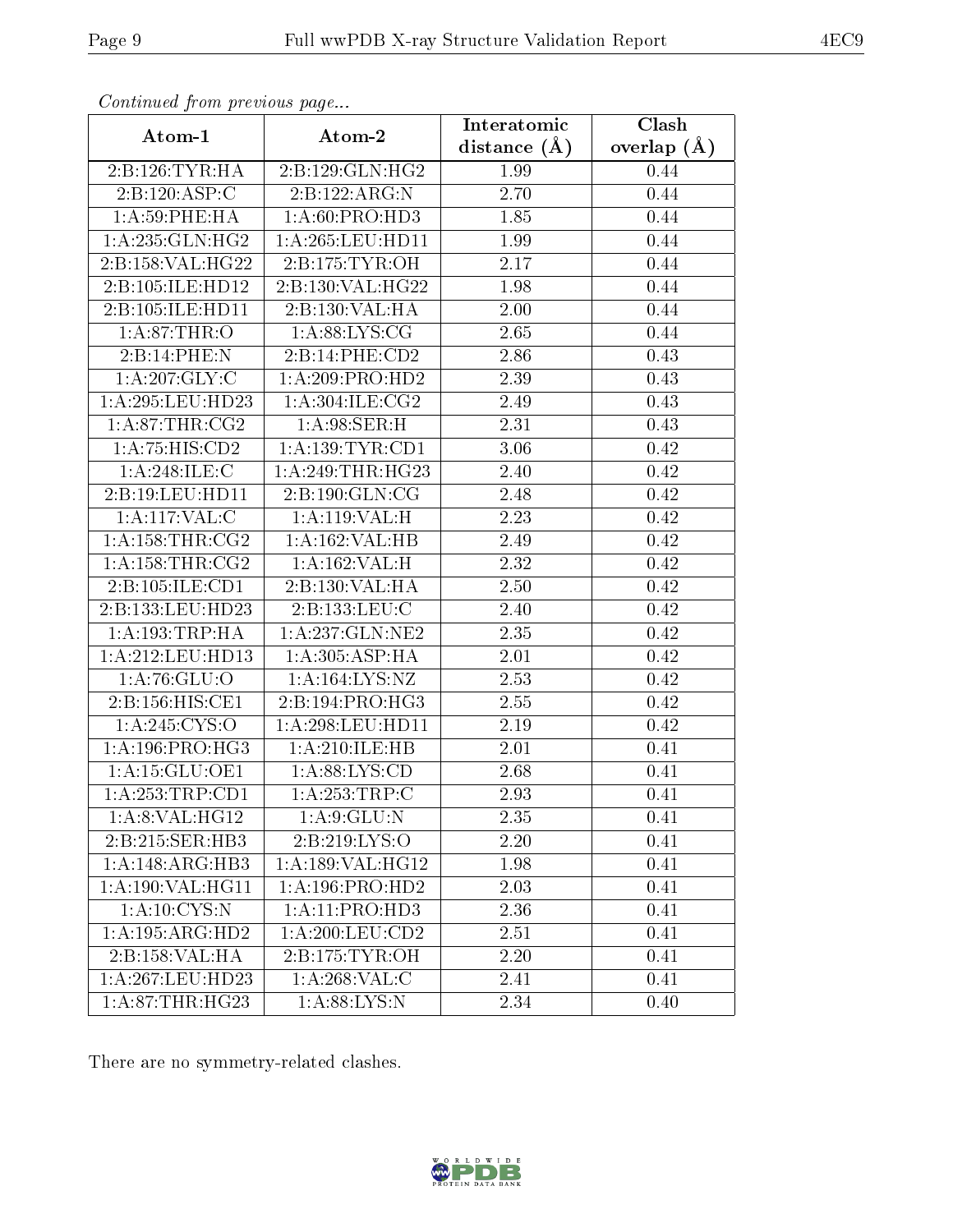*Continued from previous page...*

| Atom-1 | Atom-2 | Interatomic distance (Å) | Clash overlap (Å) |
|---|---|---|---|
| 2:B:126:TYR:HA | 2:B:129:GLN:HG2 | 1.99 | 0.44 |
| 2:B:120:ASP:C | 2:B:122:ARG:N | 2.70 | 0.44 |
| 1:A:59:PHE:HA | 1:A:60:PRO:HD3 | 1.85 | 0.44 |
| 1:A:235:GLN:HG2 | 1:A:265:LEU:HD11 | 1.99 | 0.44 |
| 2:B:158:VAL:HG22 | 2:B:175:TYR:OH | 2.17 | 0.44 |
| 2:B:105:ILE:HD12 | 2:B:130:VAL:HG22 | 1.98 | 0.44 |
| 2:B:105:ILE:HD11 | 2:B:130:VAL:HA | 2.00 | 0.44 |
| 1:A:87:THR:O | 1:A:88:LYS:CG | 2.65 | 0.44 |
| 2:B:14:PHE:N | 2:B:14:PHE:CD2 | 2.86 | 0.43 |
| 1:A:207:GLY:C | 1:A:209:PRO:HD2 | 2.39 | 0.43 |
| 1:A:295:LEU:HD23 | 1:A:304:ILE:CG2 | 2.49 | 0.43 |
| 1:A:87:THR:CG2 | 1:A:98:SER:H | 2.31 | 0.43 |
| 1:A:75:HIS:CD2 | 1:A:139:TYR:CD1 | 3.06 | 0.42 |
| 1:A:248:ILE:C | 1:A:249:THR:HG23 | 2.40 | 0.42 |
| 2:B:19:LEU:HD11 | 2:B:190:GLN:CG | 2.48 | 0.42 |
| 1:A:117:VAL:C | 1:A:119:VAL:H | 2.23 | 0.42 |
| 1:A:158:THR:CG2 | 1:A:162:VAL:HB | 2.49 | 0.42 |
| 1:A:158:THR:CG2 | 1:A:162:VAL:H | 2.32 | 0.42 |
| 2:B:105:ILE:CD1 | 2:B:130:VAL:HA | 2.50 | 0.42 |
| 2:B:133:LEU:HD23 | 2:B:133:LEU:C | 2.40 | 0.42 |
| 1:A:193:TRP:HA | 1:A:237:GLN:NE2 | 2.35 | 0.42 |
| 1:A:212:LEU:HD13 | 1:A:305:ASP:HA | 2.01 | 0.42 |
| 1:A:76:GLU:O | 1:A:164:LYS:NZ | 2.53 | 0.42 |
| 2:B:156:HIS:CE1 | 2:B:194:PRO:HG3 | 2.55 | 0.42 |
| 1:A:245:CYS:O | 1:A:298:LEU:HD11 | 2.19 | 0.42 |
| 1:A:196:PRO:HG3 | 1:A:210:ILE:HB | 2.01 | 0.41 |
| 1:A:15:GLU:OE1 | 1:A:88:LYS:CD | 2.68 | 0.41 |
| 1:A:253:TRP:CD1 | 1:A:253:TRP:C | 2.93 | 0.41 |
| 1:A:8:VAL:HG12 | 1:A:9:GLU:N | 2.35 | 0.41 |
| 2:B:215:SER:HB3 | 2:B:219:LYS:O | 2.20 | 0.41 |
| 1:A:148:ARG:HB3 | 1:A:189:VAL:HG12 | 1.98 | 0.41 |
| 1:A:190:VAL:HG11 | 1:A:196:PRO:HD2 | 2.03 | 0.41 |
| 1:A:10:CYS:N | 1:A:11:PRO:HD3 | 2.36 | 0.41 |
| 1:A:195:ARG:HD2 | 1:A:200:LEU:CD2 | 2.51 | 0.41 |
| 2:B:158:VAL:HA | 2:B:175:TYR:OH | 2.20 | 0.41 |
| 1:A:267:LEU:HD23 | 1:A:268:VAL:C | 2.41 | 0.41 |
| 1:A:87:THR:HG23 | 1:A:88:LYS:N | 2.34 | 0.40 |

There are no symmetry-related clashes.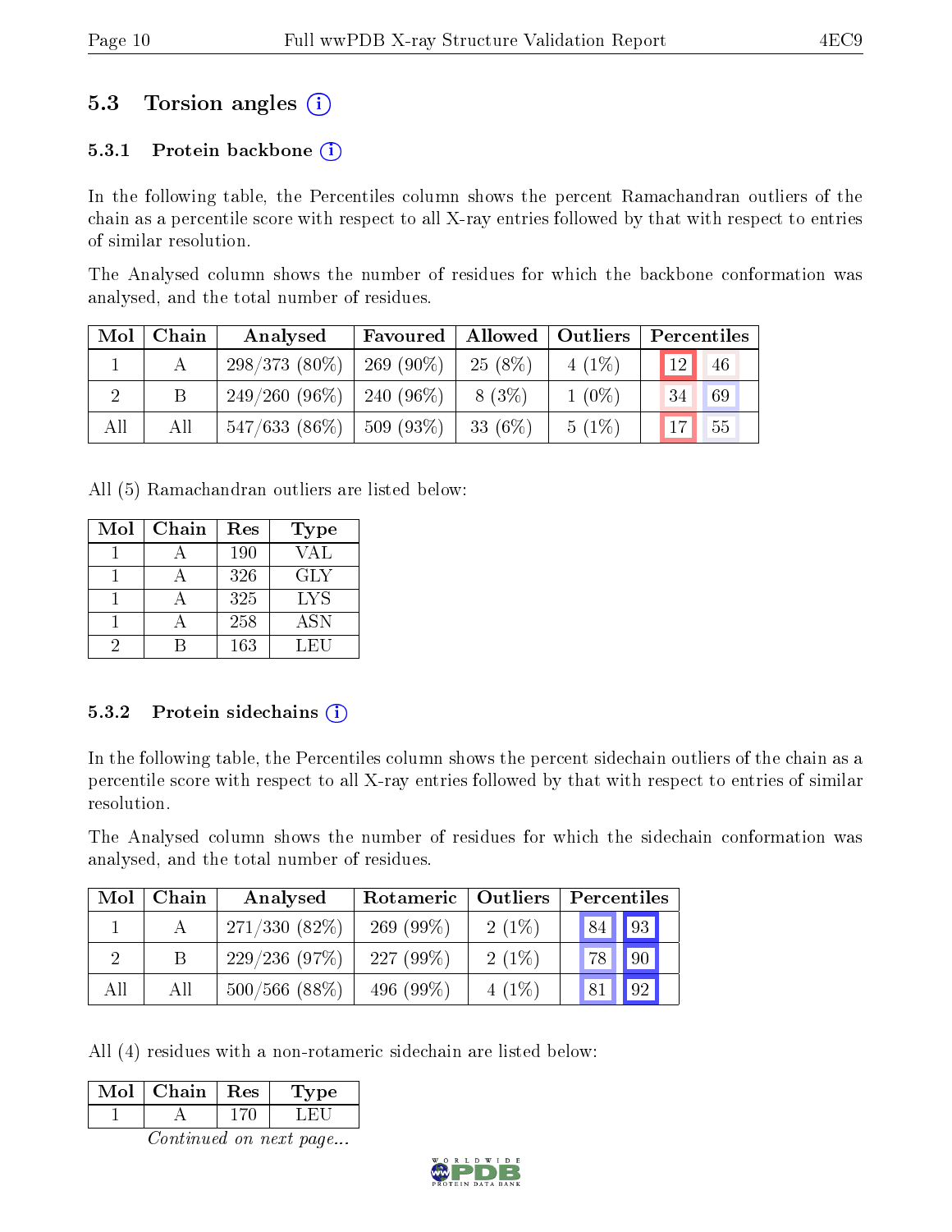## 5.3 Torsion angles (i)

### 5.3.1 Protein backbone (i)

In the following table, the Percentiles column shows the percent Ramachandran outliers of the chain as a percentile score with respect to all X-ray entries followed by that with respect to entries of similar resolution.

The Analysed column shows the number of residues for which the backbone conformation was analysed, and the total number of residues.

| Mol | Chain | Analysed | Favoured | Allowed | Outliers | Percentiles | |
|---|---|---|---|---|---|---|---|
| 1 | A | 298/373 (80%) | 269 (90%) | 25 (8%) | 4 (1%) | 12 | 46 |
| 2 | B | 249/260 (96%) | 240 (96%) | 8 (3%) | 1 (0%) | 34 | 69 |
| All | All | 547/633 (86%) | 509 (93%) | 33 (6%) | 5 (1%) | 17 | 55 |

All (5) Ramachandran outliers are listed below:

| Mol | Chain | Res | Type |
|---|---|---|---|
| 1 | A | 190 | VAL |
| 1 | A | 326 | GLY |
| 1 | A | 325 | LYS |
| 1 | A | 258 | ASN |
| 2 | B | 163 | LEU |

### 5.3.2 Protein sidechains (i)

In the following table, the Percentiles column shows the percent sidechain outliers of the chain as a percentile score with respect to all X-ray entries followed by that with respect to entries of similar resolution.

The Analysed column shows the number of residues for which the sidechain conformation was analysed, and the total number of residues.

| Mol | Chain | Analysed | Rotameric | Outliers | Percentiles | |
|---|---|---|---|---|---|---|
| 1 | A | 271/330 (82%) | 269 (99%) | 2 (1%) | 84 | 93 |
| 2 | B | 229/236 (97%) | 227 (99%) | 2 (1%) | 78 | 90 |
| All | All | 500/566 (88%) | 496 (99%) | 4 (1%) | 81 | 92 |

All (4) residues with a non-rotameric sidechain are listed below:

| Mol | Chain | Res | Type |
|---|---|---|---|
| 1 | A | 170 | LEU |

*Continued on next page...*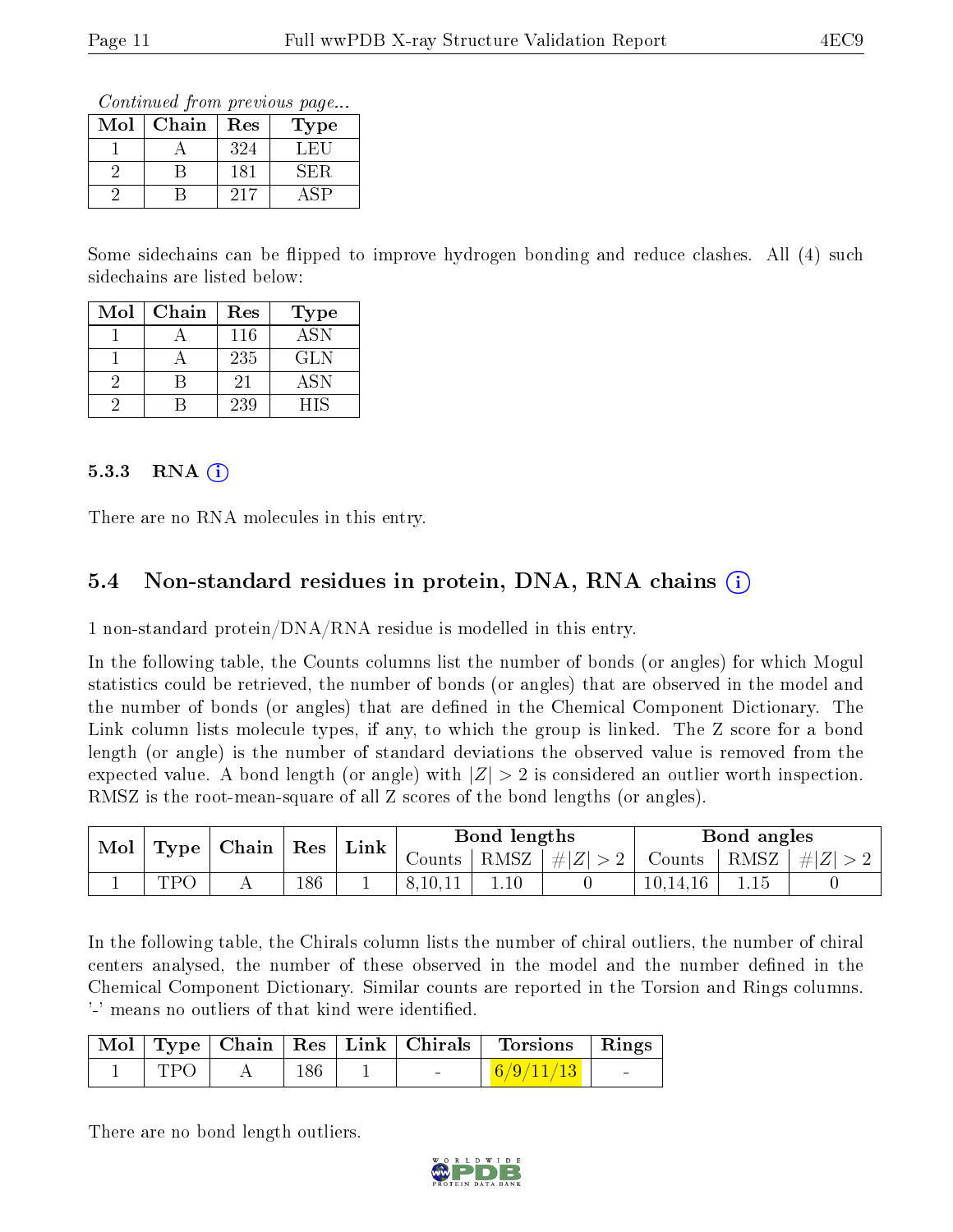*Continued from previous page...*

| Mol | Chain | Res | Type |
|---|---|---|---|
| 1 | A | 324 | LEU |
| 2 | B | 181 | SER |
| 2 | B | 217 | ASP |

Some sidechains can be flipped to improve hydrogen bonding and reduce clashes. All (4) such sidechains are listed below:

| Mol | Chain | Res | Type |
|---|---|---|---|
| 1 | A | 116 | ASN |
| 1 | A | 235 | GLN |
| 2 | B | 21 | ASN |
| 2 | B | 239 | HIS |

### 5.3.3 RNA (i)

There are no RNA molecules in this entry.

## 5.4 Non-standard residues in protein, DNA, RNA chains (i)

1 non-standard protein/DNA/RNA residue is modelled in this entry.

In the following table, the Counts columns list the number of bonds (or angles) for which Mogul statistics could be retrieved, the number of bonds (or angles) that are observed in the model and the number of bonds (or angles) that are defined in the Chemical Component Dictionary. The Link column lists molecule types, if any, to which the group is linked. The Z score for a bond length (or angle) is the number of standard deviations the observed value is removed from the expected value. A bond length (or angle) with $|Z| > 2$ is considered an outlier worth inspection. RMSZ is the root-mean-square of all Z scores of the bond lengths (or angles).

| Mol | Type | Chain | Res | Link | Bond lengths | | | Bond angles | | |
|---|---|---|---|---|---|---|---|---|---|---|
| | | | | | Counts | RMSZ | $\#\|Z\| > 2$ | Counts | RMSZ | $\#\|Z\| > 2$ |
| 1 | TPO | A | 186 | 1 | 8,10,11 | 1.10 | 0 | 10,14,16 | 1.15 | 0 |

In the following table, the Chirals column lists the number of chiral outliers, the number of chiral centers analysed, the number of these observed in the model and the number defined in the Chemical Component Dictionary. Similar counts are reported in the Torsion and Rings columns. '-' means no outliers of that kind were identified.

| Mol | Type | Chain | Res | Link | Chirals | Torsions | Rings |
|---|---|---|---|---|---|---|---|
| 1 | TPO | A | 186 | 1 | - | 6/9/11/13 | - |

There are no bond length outliers.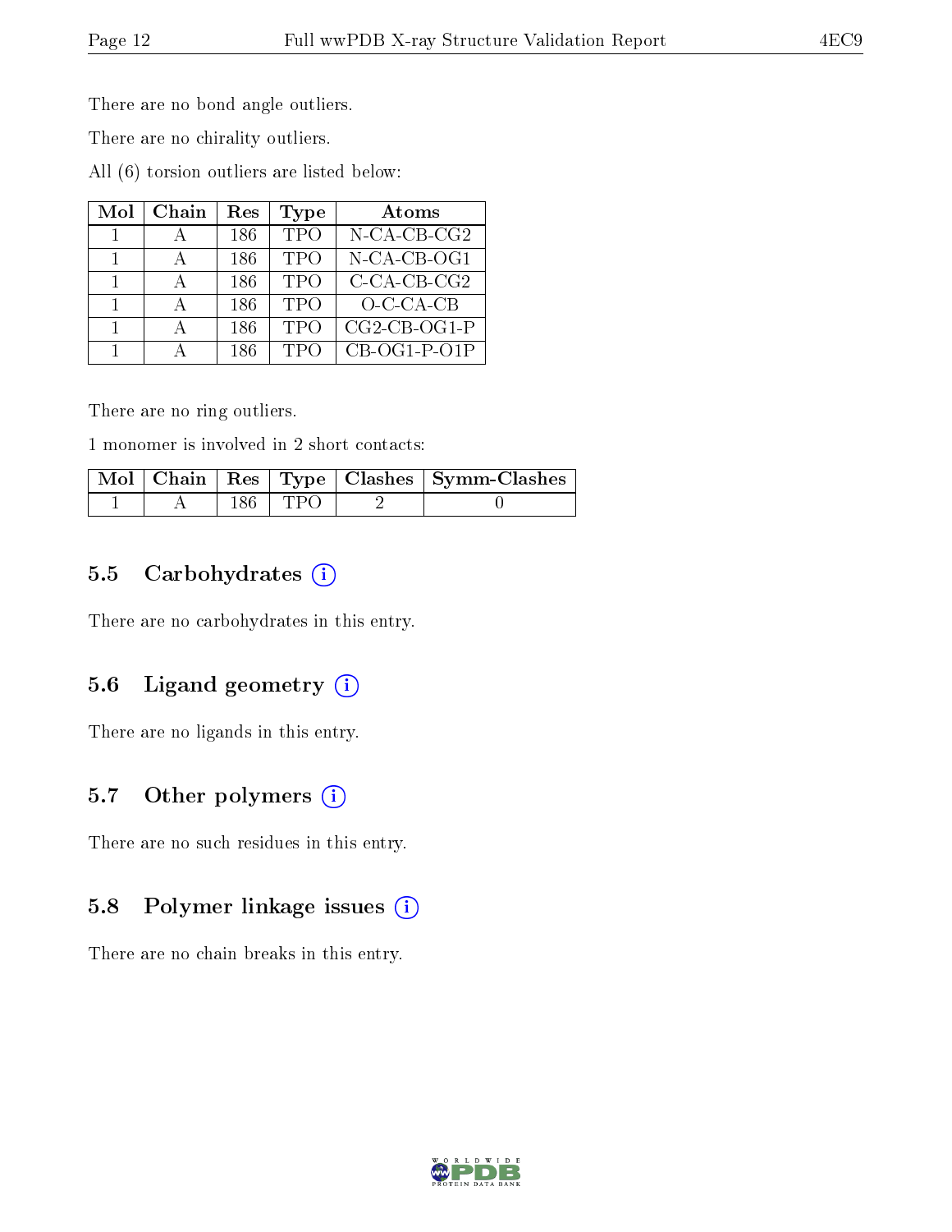There are no bond angle outliers.

There are no chirality outliers.

All (6) torsion outliers are listed below:

| Mol | Chain | Res | Type | Atoms |
|---|---|---|---|---|
| 1 | A | 186 | TPO | N-CA-CB-CG2 |
| 1 | A | 186 | TPO | N-CA-CB-OG1 |
| 1 | A | 186 | TPO | C-CA-CB-CG2 |
| 1 | A | 186 | TPO | O-C-CA-CB |
| 1 | A | 186 | TPO | CG2-CB-OG1-P |
| 1 | A | 186 | TPO | CB-OG1-P-O1P |

There are no ring outliers.

1 monomer is involved in 2 short contacts:

| Mol | Chain | Res | Type | Clashes | Symm-Clashes |
|---|---|---|---|---|---|
| 1 | A | 186 | TPO | 2 | 0 |

## 5.5 Carbohydrates

There are no carbohydrates in this entry.

## 5.6 Ligand geometry

There are no ligands in this entry.

## 5.7 Other polymers

There are no such residues in this entry.

## 5.8 Polymer linkage issues

There are no chain breaks in this entry.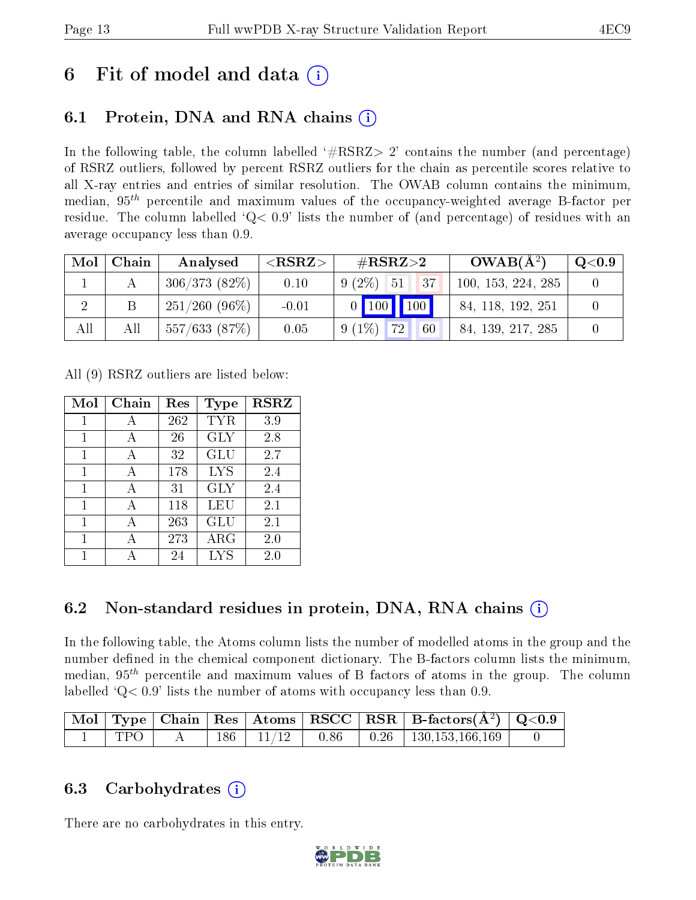# 6 Fit of model and data (i)

## 6.1 Protein, DNA and RNA chains (i)

In the following table, the column labelled '#RSRZ> 2' contains the number (and percentage) of RSRZ outliers, followed by percent RSRZ outliers for the chain as percentile scores relative to all X-ray entries and entries of similar resolution. The OWAB column contains the minimum, median, $95^{th}$ percentile and maximum values of the occupancy-weighted average B-factor per residue. The column labelled 'Q< 0.9' lists the number of (and percentage) of residues with an average occupancy less than 0.9.

| Mol | Chain | Analysed | <RSRZ> | #RSRZ>2 | | | OWAB(Å$^2$) | Q<0.9 |
|---|---|---|---|---|---|---|---|---|
| 1 | A | 306/373 (82%) | 0.10 | 9 (2%) | 51 | 37 | 100, 153, 224, 285 | 0 |
| 2 | B | 251/260 (96%) | -0.01 | 0 | 100 | 100 | 84, 118, 192, 251 | 0 |
| All | All | 557/633 (87%) | 0.05 | 9 (1%) | 72 | 60 | 84, 139, 217, 285 | 0 |

All (9) RSRZ outliers are listed below:

| Mol | Chain | Res | Type | RSRZ |
|---|---|---|---|---|
| 1 | A | 262 | TYR | 3.9 |
| 1 | A | 26 | GLY | 2.8 |
| 1 | A | 32 | GLU | 2.7 |
| 1 | A | 178 | LYS | 2.4 |
| 1 | A | 31 | GLY | 2.4 |
| 1 | A | 118 | LEU | 2.1 |
| 1 | A | 263 | GLU | 2.1 |
| 1 | A | 273 | ARG | 2.0 |
| 1 | A | 24 | LYS | 2.0 |

## 6.2 Non-standard residues in protein, DNA, RNA chains (i)

In the following table, the Atoms column lists the number of modelled atoms in the group and the number defined in the chemical component dictionary. The B-factors column lists the minimum, median, $95^{th}$ percentile and maximum values of B factors of atoms in the group. The column labelled 'Q< 0.9' lists the number of atoms with occupancy less than 0.9.

| Mol | Type | Chain | Res | Atoms | RSCC | RSR | B-factors(Å$^2$) | Q<0.9 |
|---|---|---|---|---|---|---|---|---|
| 1 | TPO | A | 186 | 11/12 | 0.86 | 0.26 | 130,153,166,169 | 0 |

## 6.3 Carbohydrates (i)

There are no carbohydrates in this entry.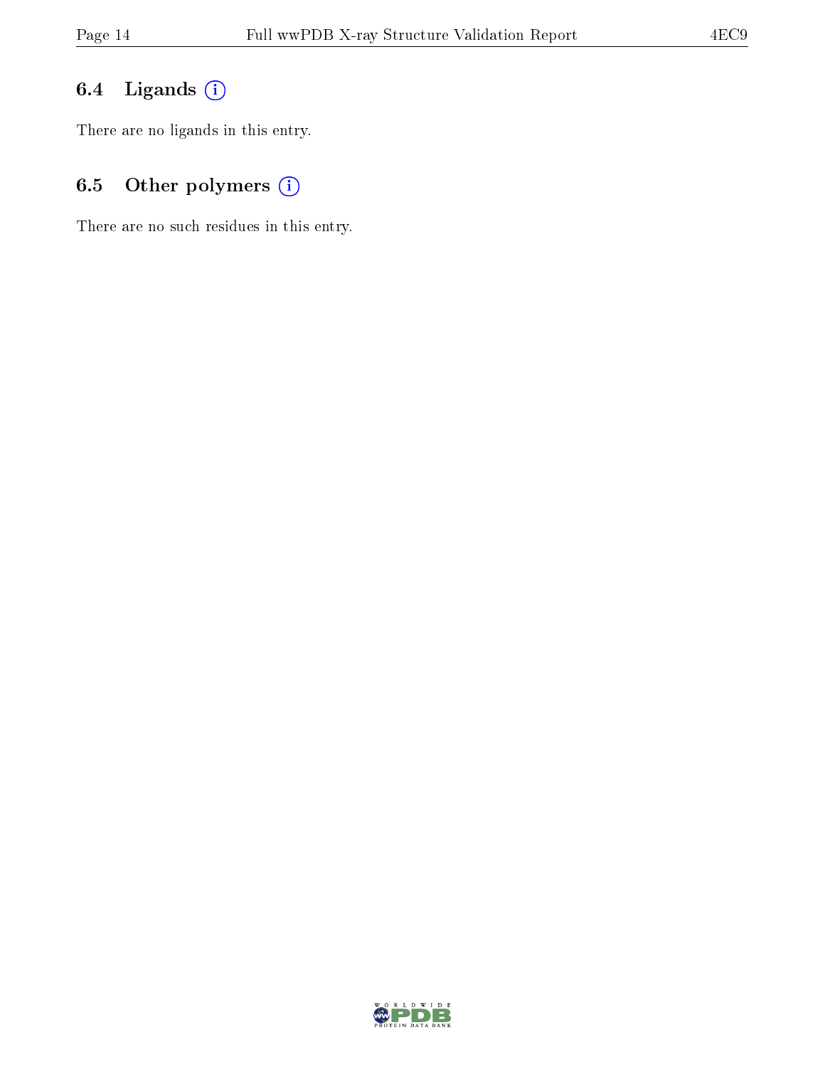### 6.4 Ligands

There are no ligands in this entry.

### 6.5 Other polymers

There are no such residues in this entry.